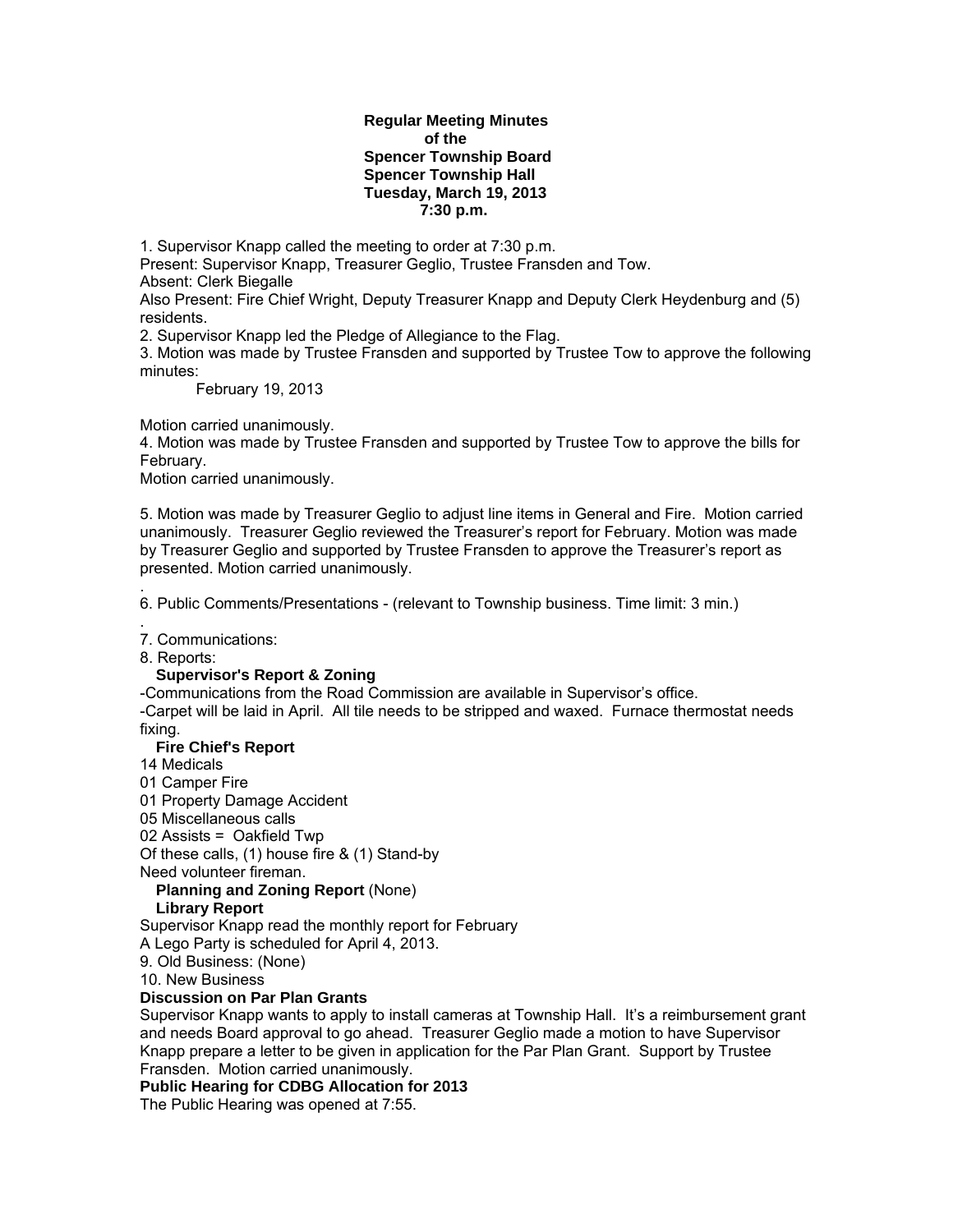**Regular Meeting Minutes**
**of the**
**Spencer Township Board**
**Spencer Township Hall**
**Tuesday, March 19, 2013**
**7:30 p.m.**

1. Supervisor Knapp called the meeting to order at 7:30 p.m.
Present: Supervisor Knapp, Treasurer Geglio, Trustee Fransden and Tow.
Absent: Clerk Biegalle
Also Present: Fire Chief Wright, Deputy Treasurer Knapp and Deputy Clerk Heydenburg and (5) residents.
2. Supervisor Knapp led the Pledge of Allegiance to the Flag.
3. Motion was made by Trustee Fransden and supported by Trustee Tow to approve the following minutes:

    February 19, 2013

Motion carried unanimously.
4. Motion was made by Trustee Fransden and supported by Trustee Tow to approve the bills for February.
Motion carried unanimously.

5. Motion was made by Treasurer Geglio to adjust line items in General and Fire. Motion carried unanimously. Treasurer Geglio reviewed the Treasurer's report for February. Motion was made by Treasurer Geglio and supported by Trustee Fransden to approve the Treasurer's report as presented. Motion carried unanimously.

.
6. Public Comments/Presentations - (relevant to Township business. Time limit: 3 min.)

.
7. Communications:
8. Reports:

**Supervisor's Report & Zoning**

-Communications from the Road Commission are available in Supervisor's office.
-Carpet will be laid in April. All tile needs to be stripped and waxed. Furnace thermostat needs fixing.

**Fire Chief's Report**

14 Medicals
01 Camper Fire
01 Property Damage Accident
05 Miscellaneous calls
02 Assists = Oakfield Twp
Of these calls, (1) house fire & (1) Stand-by
Need volunteer fireman.

**Planning and Zoning Report** (None)

**Library Report**

Supervisor Knapp read the monthly report for February
A Lego Party is scheduled for April 4, 2013.
9. Old Business: (None)
10. New Business

**Discussion on Par Plan Grants**

Supervisor Knapp wants to apply to install cameras at Township Hall. It's a reimbursement grant and needs Board approval to go ahead. Treasurer Geglio made a motion to have Supervisor Knapp prepare a letter to be given in application for the Par Plan Grant. Support by Trustee Fransden. Motion carried unanimously.

**Public Hearing for CDBG Allocation for 2013**

The Public Hearing was opened at 7:55.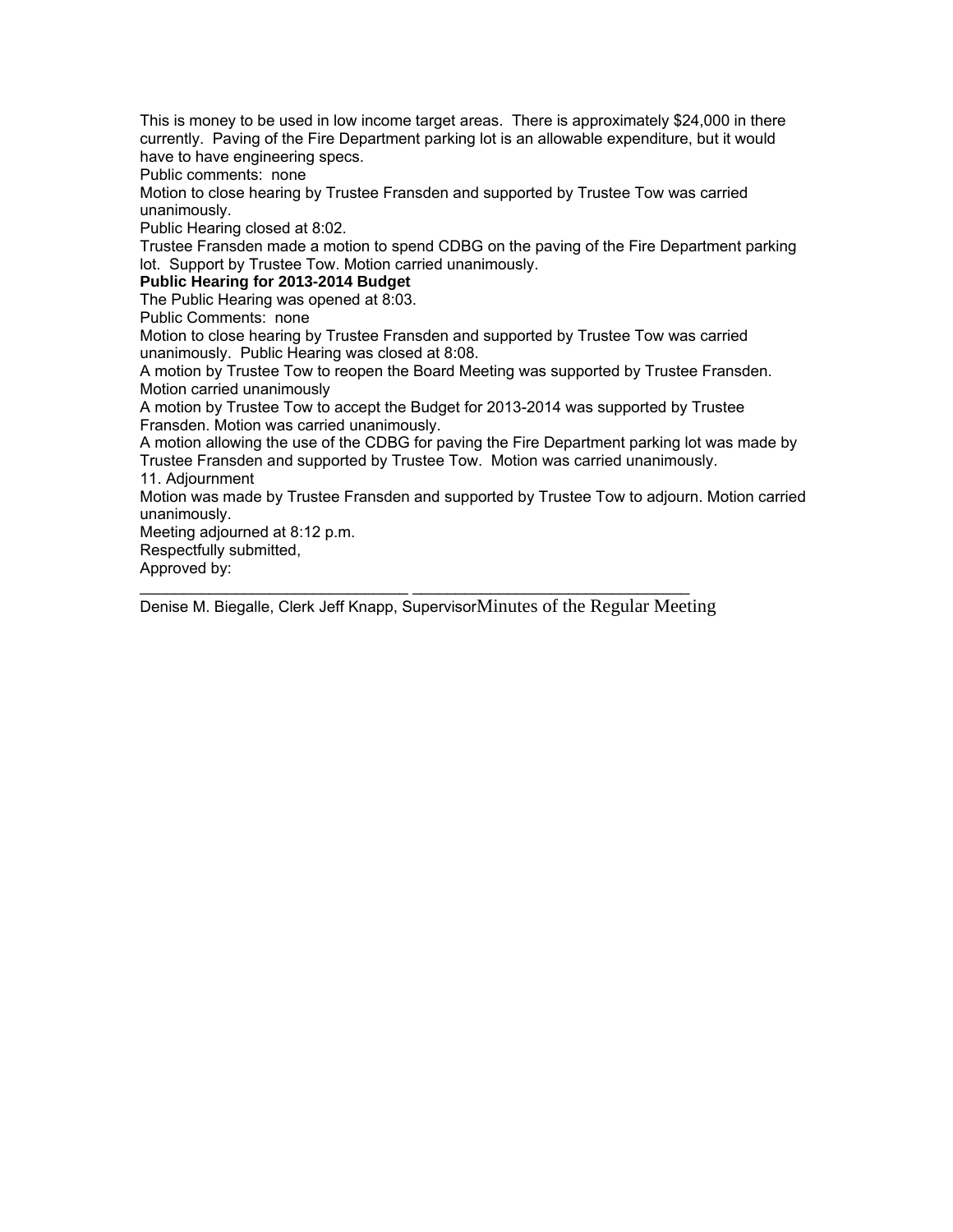This is money to be used in low income target areas. There is approximately $24,000 in there currently. Paving of the Fire Department parking lot is an allowable expenditure, but it would have to have engineering specs.

Public comments: none

Motion to close hearing by Trustee Fransden and supported by Trustee Tow was carried unanimously.

Public Hearing closed at 8:02.

Trustee Fransden made a motion to spend CDBG on the paving of the Fire Department parking lot. Support by Trustee Tow. Motion carried unanimously.

**Public Hearing for 2013-2014 Budget**

The Public Hearing was opened at 8:03.

Public Comments: none

Motion to close hearing by Trustee Fransden and supported by Trustee Tow was carried unanimously. Public Hearing was closed at 8:08.

A motion by Trustee Tow to reopen the Board Meeting was supported by Trustee Fransden. Motion carried unanimously

A motion by Trustee Tow to accept the Budget for 2013-2014 was supported by Trustee Fransden. Motion was carried unanimously.

A motion allowing the use of the CDBG for paving the Fire Department parking lot was made by Trustee Fransden and supported by Trustee Tow. Motion was carried unanimously.

11. Adjournment

Motion was made by Trustee Fransden and supported by Trustee Tow to adjourn. Motion carried unanimously.

Meeting adjourned at 8:12 p.m.

Respectfully submitted,

Approved by:

______________________________ _______________________________

Denise M. Biegalle, Clerk Jeff Knapp, Supervisor